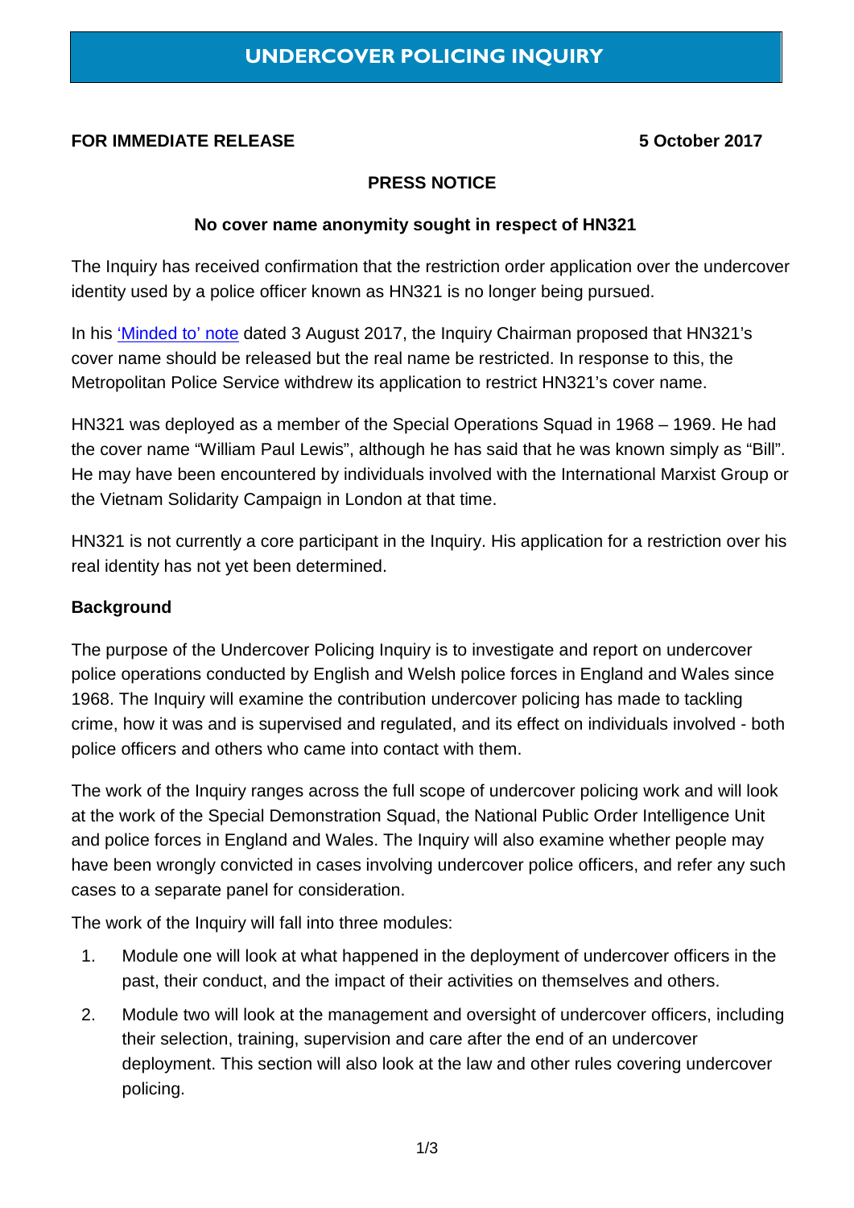# UNDERCOVER POLICING INQUIRY

**FOR IMMEDIATE RELEASE** **5 October 2017**

**PRESS NOTICE**

**No cover name anonymity sought in respect of HN321**

The Inquiry has received confirmation that the restriction order application over the undercover identity used by a police officer known as HN321 is no longer being pursued.

In his 'Minded to' note dated 3 August 2017, the Inquiry Chairman proposed that HN321's cover name should be released but the real name be restricted. In response to this, the Metropolitan Police Service withdrew its application to restrict HN321's cover name.

HN321 was deployed as a member of the Special Operations Squad in 1968 – 1969. He had the cover name "William Paul Lewis", although he has said that he was known simply as "Bill". He may have been encountered by individuals involved with the International Marxist Group or the Vietnam Solidarity Campaign in London at that time.

HN321 is not currently a core participant in the Inquiry. His application for a restriction over his real identity has not yet been determined.

**Background**

The purpose of the Undercover Policing Inquiry is to investigate and report on undercover police operations conducted by English and Welsh police forces in England and Wales since 1968. The Inquiry will examine the contribution undercover policing has made to tackling crime, how it was and is supervised and regulated, and its effect on individuals involved - both police officers and others who came into contact with them.

The work of the Inquiry ranges across the full scope of undercover policing work and will look at the work of the Special Demonstration Squad, the National Public Order Intelligence Unit and police forces in England and Wales. The Inquiry will also examine whether people may have been wrongly convicted in cases involving undercover police officers, and refer any such cases to a separate panel for consideration.

The work of the Inquiry will fall into three modules:

1. Module one will look at what happened in the deployment of undercover officers in the past, their conduct, and the impact of their activities on themselves and others.
2. Module two will look at the management and oversight of undercover officers, including their selection, training, supervision and care after the end of an undercover deployment. This section will also look at the law and other rules covering undercover policing.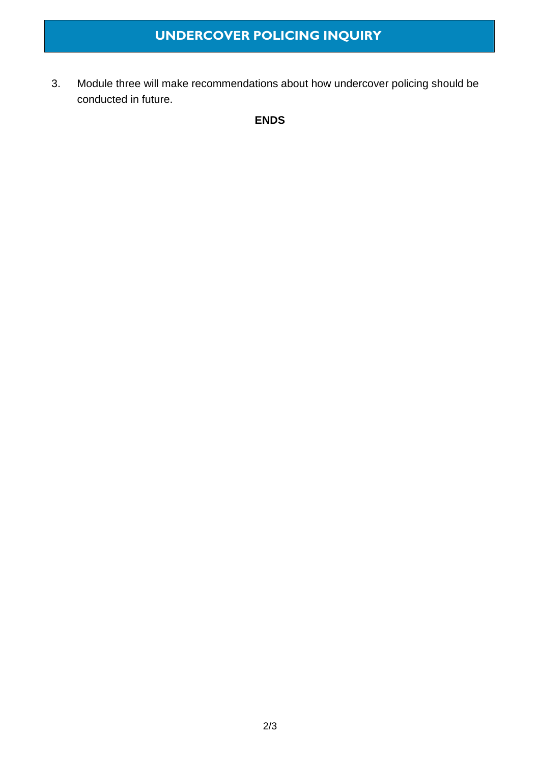3. Module three will make recommendations about how undercover policing should be conducted in future.

**ENDS**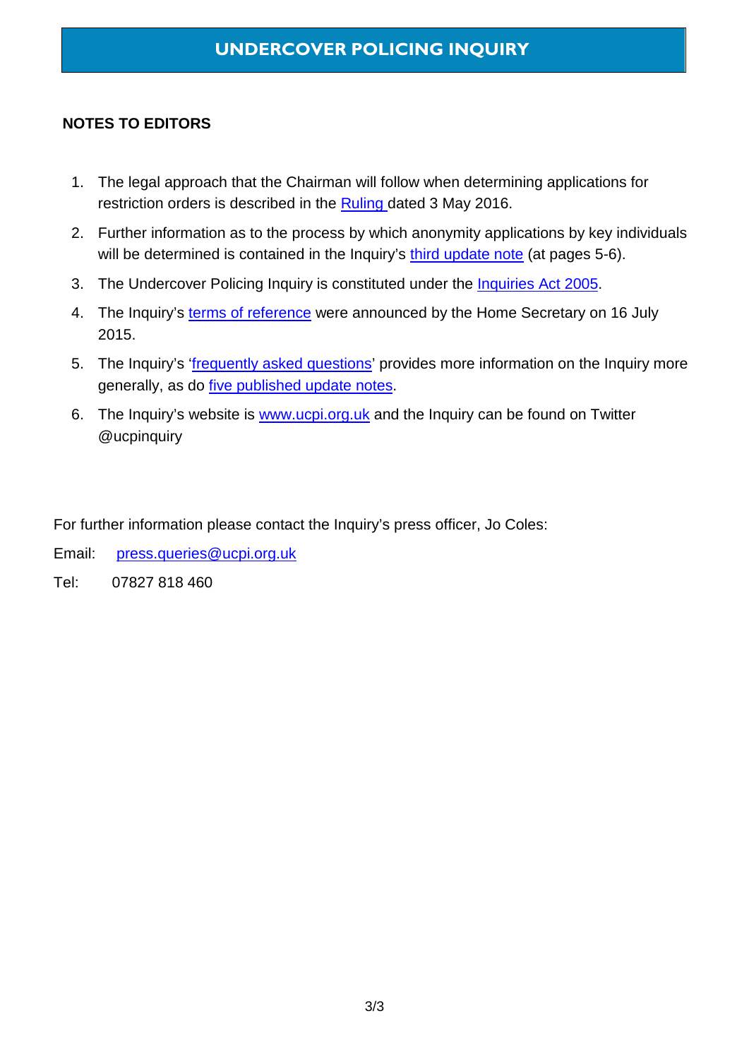# UNDERCOVER POLICING INQUIRY

**NOTES TO EDITORS**

1. The legal approach that the Chairman will follow when determining applications for restriction orders is described in the Ruling dated 3 May 2016.
2. Further information as to the process by which anonymity applications by key individuals will be determined is contained in the Inquiry's third update note (at pages 5-6).
3. The Undercover Policing Inquiry is constituted under the Inquiries Act 2005.
4. The Inquiry's terms of reference were announced by the Home Secretary on 16 July 2015.
5. The Inquiry's 'frequently asked questions' provides more information on the Inquiry more generally, as do five published update notes.
6. The Inquiry's website is www.ucpi.org.uk and the Inquiry can be found on Twitter @ucpinquiry

For further information please contact the Inquiry's press officer, Jo Coles:

Email: press.queries@ucpi.org.uk

Tel: 07827 818 460